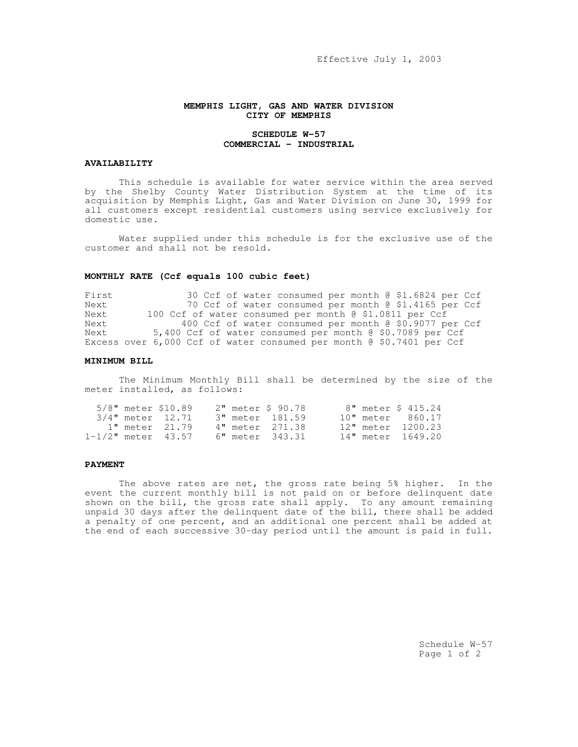Effective July 1, 2003

**MEMPHIS LIGHT, GAS AND WATER DIVISION**
**CITY OF MEMPHIS**

**SCHEDULE W-57**
**COMMERCIAL – INDUSTRIAL**

### AVAILABILITY

This schedule is available for water service within the area served by the Shelby County Water Distribution System at the time of its acquisition by Memphis Light, Gas and Water Division on June 30, 1999 for all customers except residential customers using service exclusively for domestic use.

Water supplied under this schedule is for the exclusive use of the customer and shall not be resold.

### MONTHLY RATE (Ccf equals 100 cubic feet)

| | | |
|---|---|---|
| First | 30 Ccf of water consumed per month | @ $1.6824 per Ccf |
| Next | 70 Ccf of water consumed per month | @ $1.4165 per Ccf |
| Next | 100 Ccf of water consumed per month | @ $1.0811 per Ccf |
| Next | 400 Ccf of water consumed per month | @ $0.9077 per Ccf |
| Next | 5,400 Ccf of water consumed per month | @ $0.7089 per Ccf |
| Excess over | 6,000 Ccf of water consumed per month | @ $0.7401 per Ccf |

### MINIMUM BILL

The Minimum Monthly Bill shall be determined by the size of the meter installed, as follows:

| Meter | Amount | Meter | Amount | Meter | Amount |
|---|---|---|---|---|---|
| 5/8" meter | $10.89 | 2" meter | $ 90.78 | 8" meter | $ 415.24 |
| 3/4" meter | 12.71 | 3" meter | 181.59 | 10" meter | 860.17 |
| 1" meter | 21.79 | 4" meter | 271.38 | 12" meter | 1200.23 |
| 1-1/2" meter | 43.57 | 6" meter | 343.31 | 14" meter | 1649.20 |

### PAYMENT

The above rates are net, the gross rate being 5% higher. In the event the current monthly bill is not paid on or before delinquent date shown on the bill, the gross rate shall apply. To any amount remaining unpaid 30 days after the delinquent date of the bill, there shall be added a penalty of one percent, and an additional one percent shall be added at the end of each successive 30-day period until the amount is paid in full.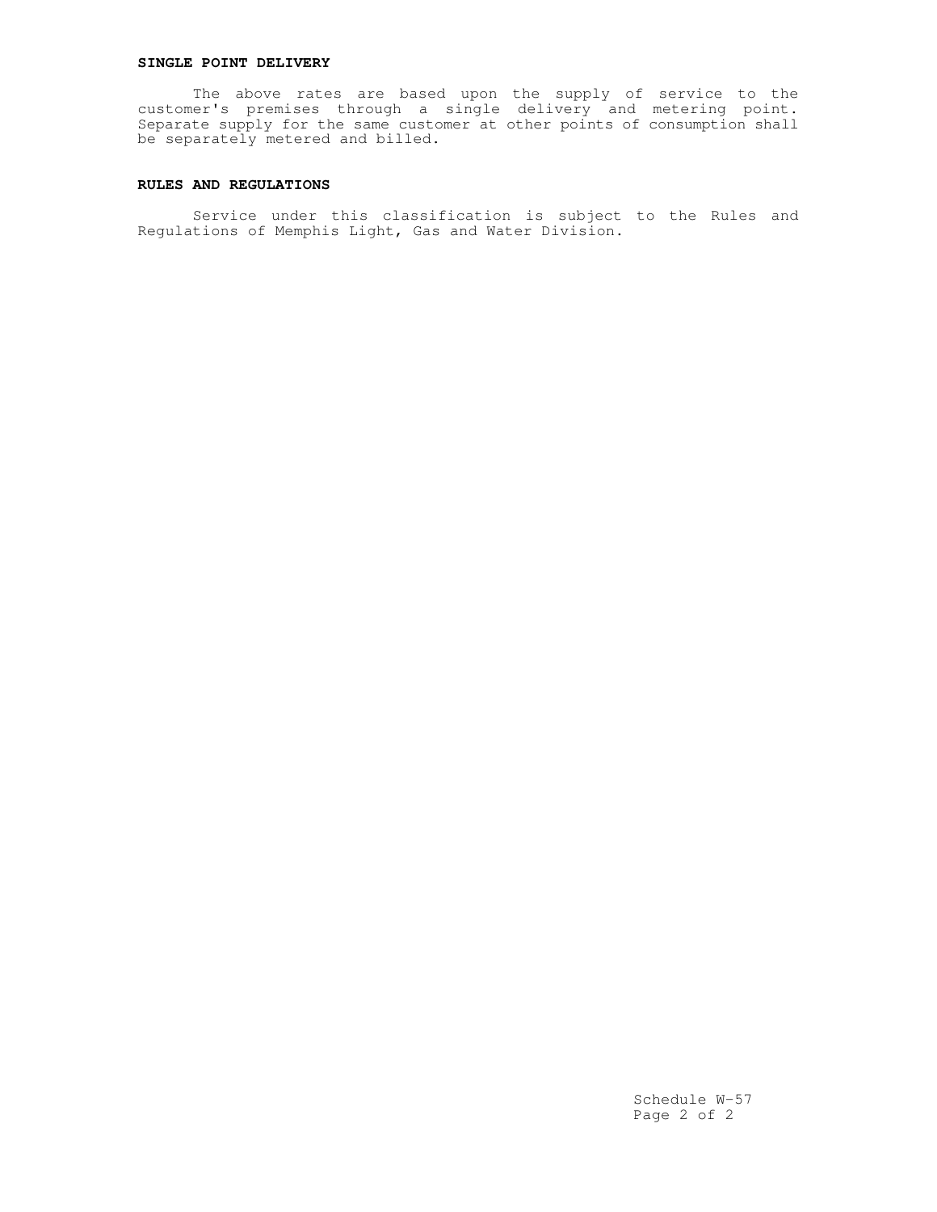**SINGLE POINT DELIVERY**

The above rates are based upon the supply of service to the customer's premises through a single delivery and metering point. Separate supply for the same customer at other points of consumption shall be separately metered and billed.

**RULES AND REGULATIONS**

Service under this classification is subject to the Rules and Regulations of Memphis Light, Gas and Water Division.

Schedule W-57